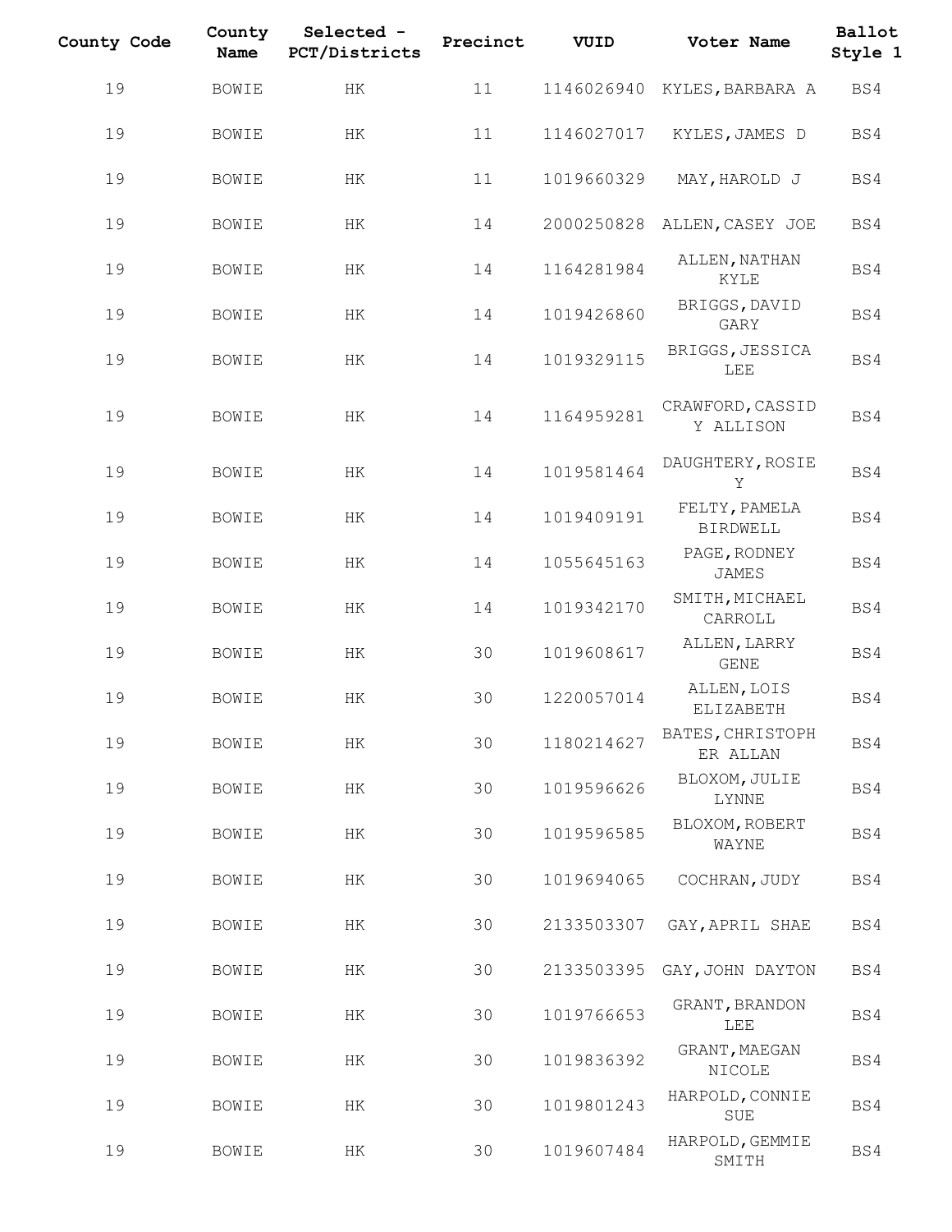| County Code | County Name | Selected - PCT/Districts | Precinct | VUID | Voter Name | Ballot Style 1 |
|---|---|---|---|---|---|---|
| 19 | BOWIE | HK | 11 | 1146026940 | KYLES,BARBARA A | BS4 |
| 19 | BOWIE | HK | 11 | 1146027017 | KYLES,JAMES D | BS4 |
| 19 | BOWIE | HK | 11 | 1019660329 | MAY,HAROLD J | BS4 |
| 19 | BOWIE | HK | 14 | 2000250828 | ALLEN,CASEY JOE | BS4 |
| 19 | BOWIE | HK | 14 | 1164281984 | ALLEN,NATHAN KYLE | BS4 |
| 19 | BOWIE | HK | 14 | 1019426860 | BRIGGS,DAVID GARY | BS4 |
| 19 | BOWIE | HK | 14 | 1019329115 | BRIGGS,JESSICA LEE | BS4 |
| 19 | BOWIE | HK | 14 | 1164959281 | CRAWFORD,CASSIDY ALLISON | BS4 |
| 19 | BOWIE | HK | 14 | 1019581464 | DAUGHTERY,ROSIE Y | BS4 |
| 19 | BOWIE | HK | 14 | 1019409191 | FELTY,PAMELA BIRDWELL | BS4 |
| 19 | BOWIE | HK | 14 | 1055645163 | PAGE,RODNEY JAMES | BS4 |
| 19 | BOWIE | HK | 14 | 1019342170 | SMITH,MICHAEL CARROLL | BS4 |
| 19 | BOWIE | HK | 30 | 1019608617 | ALLEN,LARRY GENE | BS4 |
| 19 | BOWIE | HK | 30 | 1220057014 | ALLEN,LOIS ELIZABETH | BS4 |
| 19 | BOWIE | HK | 30 | 1180214627 | BATES,CHRISTOPHER ALLAN | BS4 |
| 19 | BOWIE | HK | 30 | 1019596626 | BLOXOM,JULIE LYNNE | BS4 |
| 19 | BOWIE | HK | 30 | 1019596585 | BLOXOM,ROBERT WAYNE | BS4 |
| 19 | BOWIE | HK | 30 | 1019694065 | COCHRAN,JUDY | BS4 |
| 19 | BOWIE | HK | 30 | 2133503307 | GAY,APRIL SHAE | BS4 |
| 19 | BOWIE | HK | 30 | 2133503395 | GAY,JOHN DAYTON | BS4 |
| 19 | BOWIE | HK | 30 | 1019766653 | GRANT,BRANDON LEE | BS4 |
| 19 | BOWIE | HK | 30 | 1019836392 | GRANT,MAEGAN NICOLE | BS4 |
| 19 | BOWIE | HK | 30 | 1019801243 | HARPOLD,CONNIE SUE | BS4 |
| 19 | BOWIE | HK | 30 | 1019607484 | HARPOLD,GEMMIE SMITH | BS4 |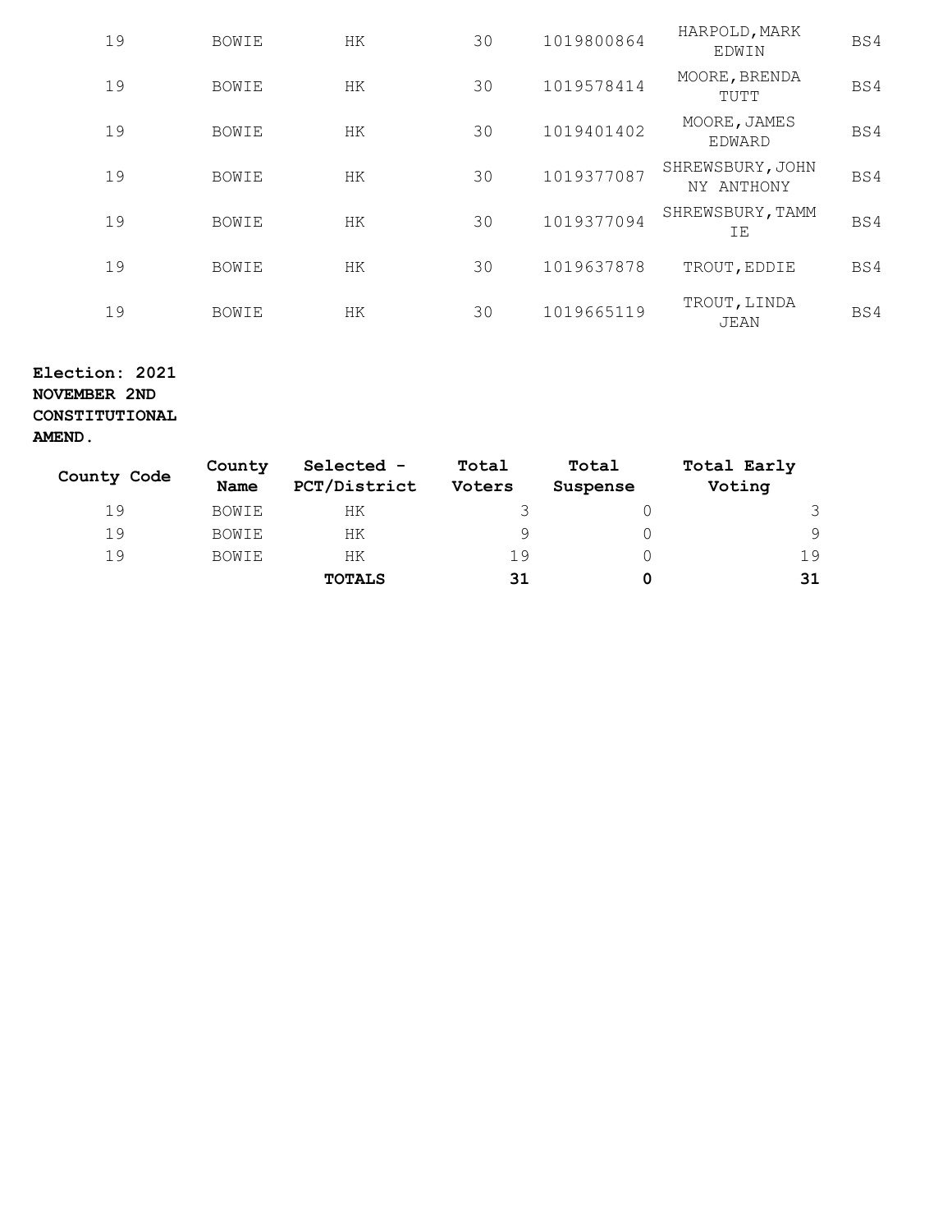| | | | | | | |
|---|---|---|---|---|---|---|
| 19 | BOWIE | HK | 30 | 1019800864 | HARPOLD,MARK EDWIN | BS4 |
| 19 | BOWIE | HK | 30 | 1019578414 | MOORE,BRENDA TUTT | BS4 |
| 19 | BOWIE | HK | 30 | 1019401402 | MOORE,JAMES EDWARD | BS4 |
| 19 | BOWIE | HK | 30 | 1019377087 | SHREWSBURY,JOHNNY ANTHONY | BS4 |
| 19 | BOWIE | HK | 30 | 1019377094 | SHREWSBURY,TAMMIE | BS4 |
| 19 | BOWIE | HK | 30 | 1019637878 | TROUT,EDDIE | BS4 |
| 19 | BOWIE | HK | 30 | 1019665119 | TROUT,LINDA JEAN | BS4 |

**Election: 2021 NOVEMBER 2ND CONSTITUTIONAL AMEND.**

| County Code | County Name | Selected - PCT/District | Total Voters | Total Suspense | Total Early Voting |
|---|---|---|---|---|---|
| 19 | BOWIE | HK | 3 | 0 | 3 |
| 19 | BOWIE | HK | 9 | 0 | 9 |
| 19 | BOWIE | HK | 19 | 0 | 19 |
| | | **TOTALS** | **31** | **0** | **31** |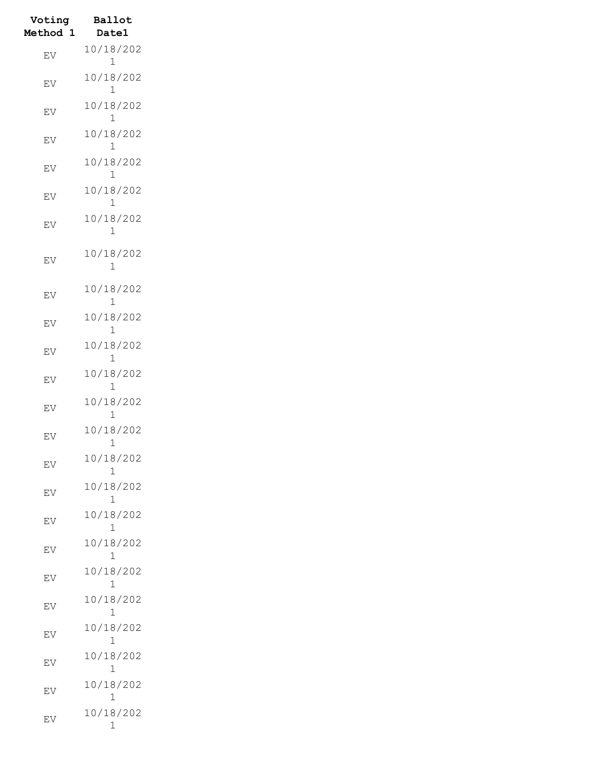| Voting Method 1 | Ballot Date1 |
| --- | --- |
| EV | 10/18/2021 |
| EV | 10/18/2021 |
| EV | 10/18/2021 |
| EV | 10/18/2021 |
| EV | 10/18/2021 |
| EV | 10/18/2021 |
| EV | 10/18/2021 |
| EV | 10/18/2021 |
| EV | 10/18/2021 |
| EV | 10/18/2021 |
| EV | 10/18/2021 |
| EV | 10/18/2021 |
| EV | 10/18/2021 |
| EV | 10/18/2021 |
| EV | 10/18/2021 |
| EV | 10/18/2021 |
| EV | 10/18/2021 |
| EV | 10/18/2021 |
| EV | 10/18/2021 |
| EV | 10/18/2021 |
| EV | 10/18/2021 |
| EV | 10/18/2021 |
| EV | 10/18/2021 |
| EV | 10/18/2021 |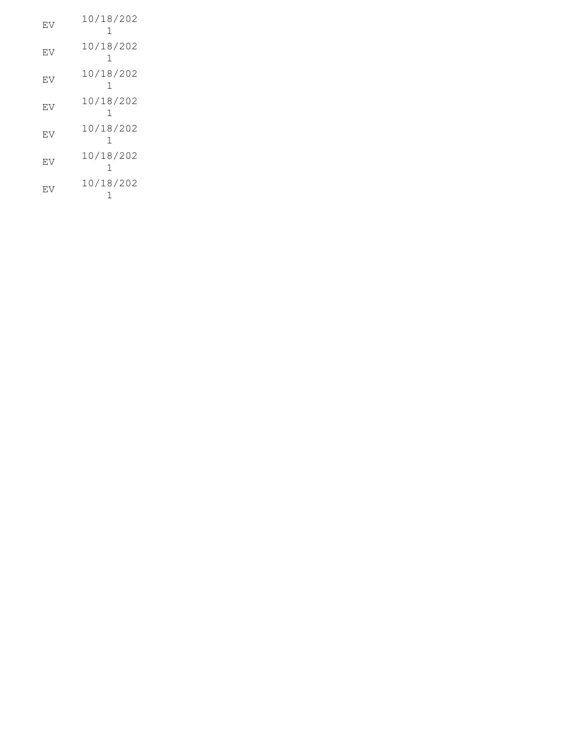| | |
|---|---|
| EV | 10/18/2021 |
| EV | 10/18/2021 |
| EV | 10/18/2021 |
| EV | 10/18/2021 |
| EV | 10/18/2021 |
| EV | 10/18/2021 |
| EV | 10/18/2021 |